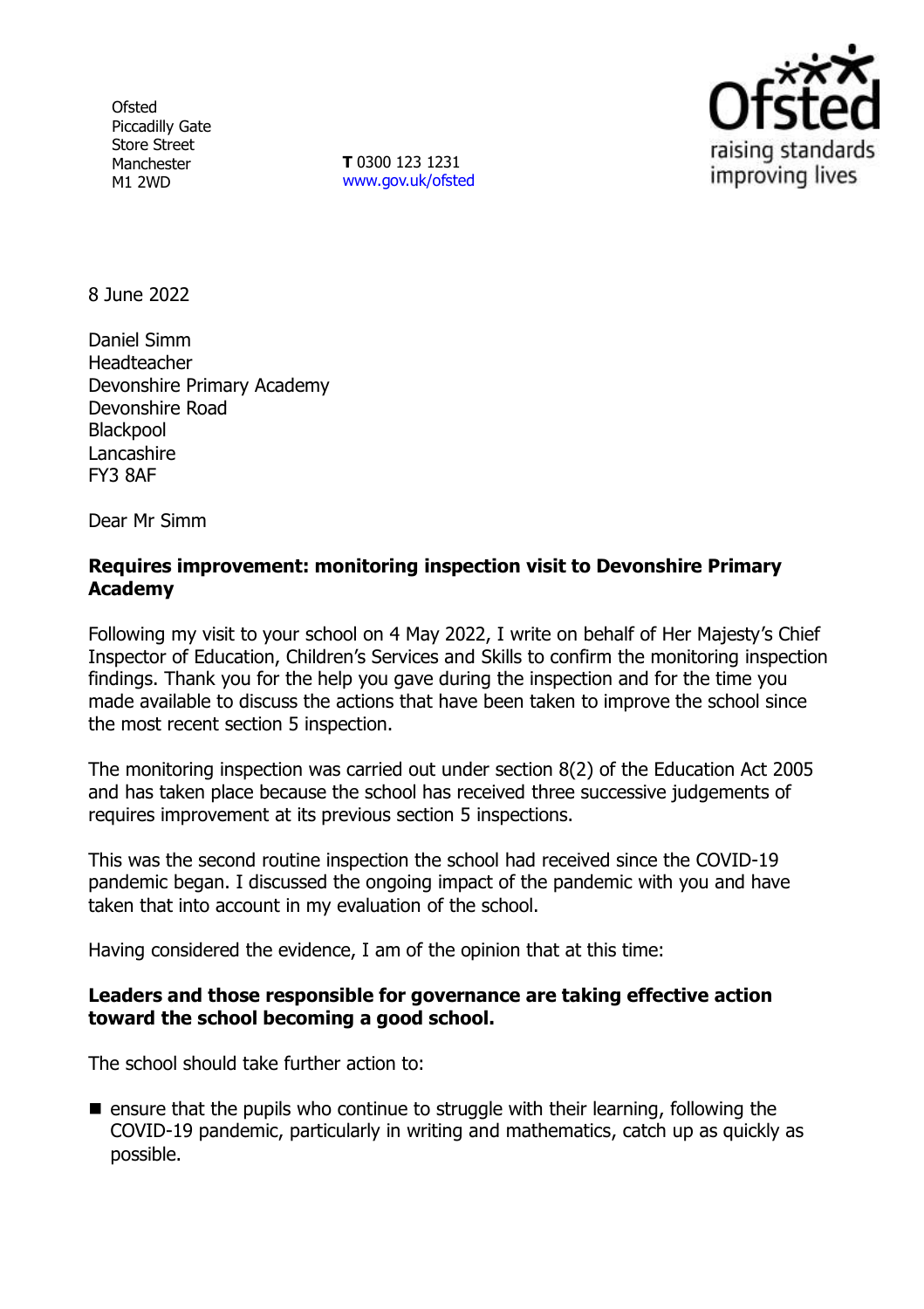Ofsted
Piccadilly Gate
Store Street
Manchester
M1 2WD

**T** 0300 123 1231
www.gov.uk/ofsted

8 June 2022

Daniel Simm
Headteacher
Devonshire Primary Academy
Devonshire Road
Blackpool
Lancashire
FY3 8AF

Dear Mr Simm

**Requires improvement: monitoring inspection visit to Devonshire Primary Academy**

Following my visit to your school on 4 May 2022, I write on behalf of Her Majesty's Chief Inspector of Education, Children's Services and Skills to confirm the monitoring inspection findings. Thank you for the help you gave during the inspection and for the time you made available to discuss the actions that have been taken to improve the school since the most recent section 5 inspection.

The monitoring inspection was carried out under section 8(2) of the Education Act 2005 and has taken place because the school has received three successive judgements of requires improvement at its previous section 5 inspections.

This was the second routine inspection the school had received since the COVID-19 pandemic began. I discussed the ongoing impact of the pandemic with you and have taken that into account in my evaluation of the school.

Having considered the evidence, I am of the opinion that at this time:

**Leaders and those responsible for governance are taking effective action toward the school becoming a good school.**

The school should take further action to:

- ensure that the pupils who continue to struggle with their learning, following the COVID-19 pandemic, particularly in writing and mathematics, catch up as quickly as possible.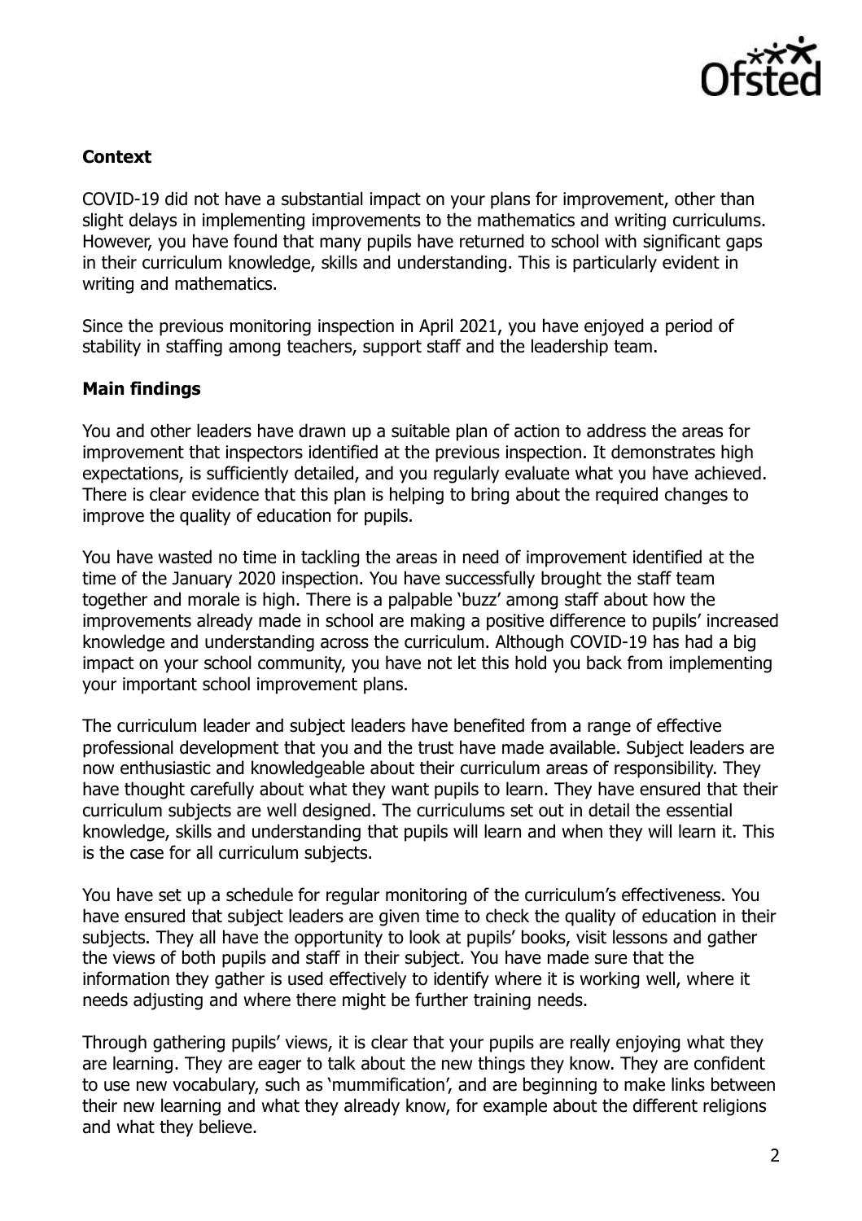## Context

COVID-19 did not have a substantial impact on your plans for improvement, other than slight delays in implementing improvements to the mathematics and writing curriculums. However, you have found that many pupils have returned to school with significant gaps in their curriculum knowledge, skills and understanding. This is particularly evident in writing and mathematics.

Since the previous monitoring inspection in April 2021, you have enjoyed a period of stability in staffing among teachers, support staff and the leadership team.

## Main findings

You and other leaders have drawn up a suitable plan of action to address the areas for improvement that inspectors identified at the previous inspection. It demonstrates high expectations, is sufficiently detailed, and you regularly evaluate what you have achieved. There is clear evidence that this plan is helping to bring about the required changes to improve the quality of education for pupils.

You have wasted no time in tackling the areas in need of improvement identified at the time of the January 2020 inspection. You have successfully brought the staff team together and morale is high. There is a palpable 'buzz' among staff about how the improvements already made in school are making a positive difference to pupils' increased knowledge and understanding across the curriculum. Although COVID-19 has had a big impact on your school community, you have not let this hold you back from implementing your important school improvement plans.

The curriculum leader and subject leaders have benefited from a range of effective professional development that you and the trust have made available. Subject leaders are now enthusiastic and knowledgeable about their curriculum areas of responsibility. They have thought carefully about what they want pupils to learn. They have ensured that their curriculum subjects are well designed. The curriculums set out in detail the essential knowledge, skills and understanding that pupils will learn and when they will learn it. This is the case for all curriculum subjects.

You have set up a schedule for regular monitoring of the curriculum's effectiveness. You have ensured that subject leaders are given time to check the quality of education in their subjects. They all have the opportunity to look at pupils' books, visit lessons and gather the views of both pupils and staff in their subject. You have made sure that the information they gather is used effectively to identify where it is working well, where it needs adjusting and where there might be further training needs.

Through gathering pupils' views, it is clear that your pupils are really enjoying what they are learning. They are eager to talk about the new things they know. They are confident to use new vocabulary, such as 'mummification', and are beginning to make links between their new learning and what they already know, for example about the different religions and what they believe.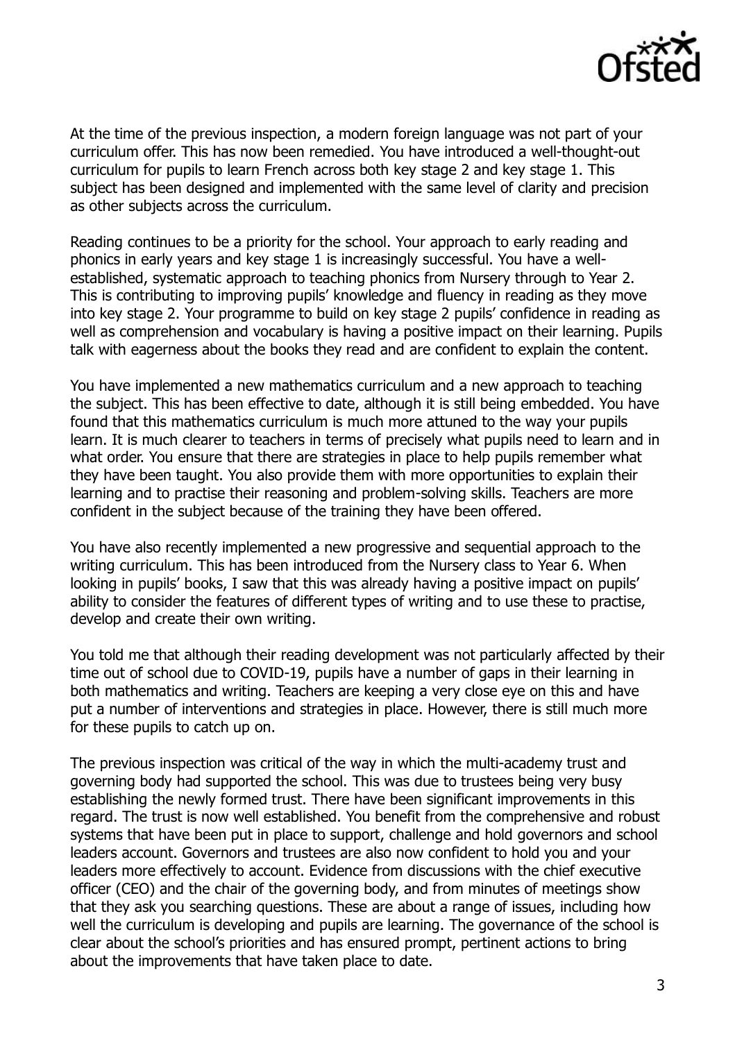At the time of the previous inspection, a modern foreign language was not part of your curriculum offer. This has now been remedied. You have introduced a well-thought-out curriculum for pupils to learn French across both key stage 2 and key stage 1. This subject has been designed and implemented with the same level of clarity and precision as other subjects across the curriculum.

Reading continues to be a priority for the school. Your approach to early reading and phonics in early years and key stage 1 is increasingly successful. You have a well-established, systematic approach to teaching phonics from Nursery through to Year 2. This is contributing to improving pupils' knowledge and fluency in reading as they move into key stage 2. Your programme to build on key stage 2 pupils' confidence in reading as well as comprehension and vocabulary is having a positive impact on their learning. Pupils talk with eagerness about the books they read and are confident to explain the content.

You have implemented a new mathematics curriculum and a new approach to teaching the subject. This has been effective to date, although it is still being embedded. You have found that this mathematics curriculum is much more attuned to the way your pupils learn. It is much clearer to teachers in terms of precisely what pupils need to learn and in what order. You ensure that there are strategies in place to help pupils remember what they have been taught. You also provide them with more opportunities to explain their learning and to practise their reasoning and problem-solving skills. Teachers are more confident in the subject because of the training they have been offered.

You have also recently implemented a new progressive and sequential approach to the writing curriculum. This has been introduced from the Nursery class to Year 6. When looking in pupils' books, I saw that this was already having a positive impact on pupils' ability to consider the features of different types of writing and to use these to practise, develop and create their own writing.

You told me that although their reading development was not particularly affected by their time out of school due to COVID-19, pupils have a number of gaps in their learning in both mathematics and writing. Teachers are keeping a very close eye on this and have put a number of interventions and strategies in place. However, there is still much more for these pupils to catch up on.

The previous inspection was critical of the way in which the multi-academy trust and governing body had supported the school. This was due to trustees being very busy establishing the newly formed trust. There have been significant improvements in this regard. The trust is now well established. You benefit from the comprehensive and robust systems that have been put in place to support, challenge and hold governors and school leaders account. Governors and trustees are also now confident to hold you and your leaders more effectively to account. Evidence from discussions with the chief executive officer (CEO) and the chair of the governing body, and from minutes of meetings show that they ask you searching questions. These are about a range of issues, including how well the curriculum is developing and pupils are learning. The governance of the school is clear about the school's priorities and has ensured prompt, pertinent actions to bring about the improvements that have taken place to date.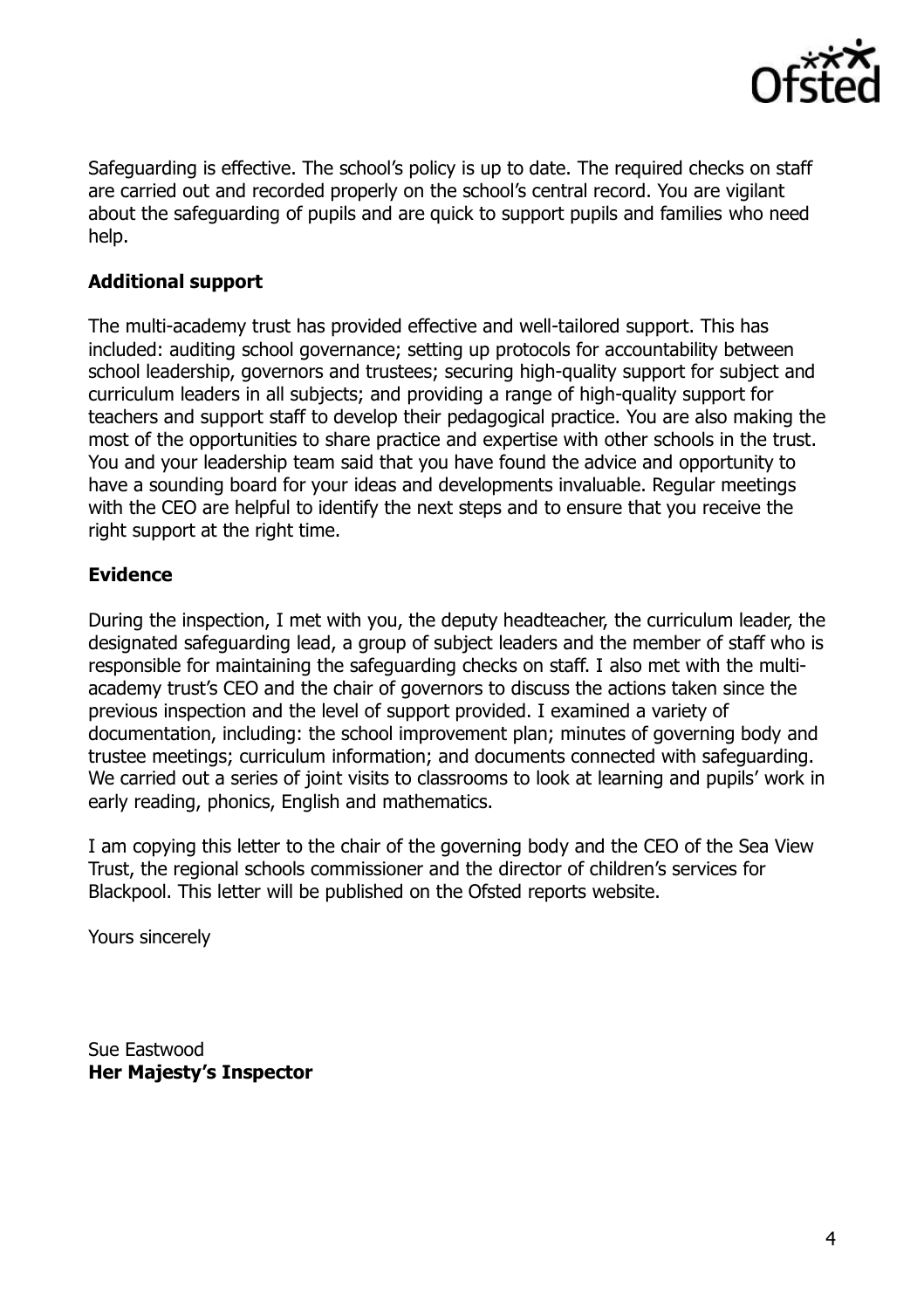Safeguarding is effective. The school's policy is up to date. The required checks on staff are carried out and recorded properly on the school's central record. You are vigilant about the safeguarding of pupils and are quick to support pupils and families who need help.

**Additional support**

The multi-academy trust has provided effective and well-tailored support. This has included: auditing school governance; setting up protocols for accountability between school leadership, governors and trustees; securing high-quality support for subject and curriculum leaders in all subjects; and providing a range of high-quality support for teachers and support staff to develop their pedagogical practice. You are also making the most of the opportunities to share practice and expertise with other schools in the trust. You and your leadership team said that you have found the advice and opportunity to have a sounding board for your ideas and developments invaluable. Regular meetings with the CEO are helpful to identify the next steps and to ensure that you receive the right support at the right time.

**Evidence**

During the inspection, I met with you, the deputy headteacher, the curriculum leader, the designated safeguarding lead, a group of subject leaders and the member of staff who is responsible for maintaining the safeguarding checks on staff. I also met with the multi-academy trust's CEO and the chair of governors to discuss the actions taken since the previous inspection and the level of support provided. I examined a variety of documentation, including: the school improvement plan; minutes of governing body and trustee meetings; curriculum information; and documents connected with safeguarding. We carried out a series of joint visits to classrooms to look at learning and pupils' work in early reading, phonics, English and mathematics.

I am copying this letter to the chair of the governing body and the CEO of the Sea View Trust, the regional schools commissioner and the director of children's services for Blackpool. This letter will be published on the Ofsted reports website.

Yours sincerely

Sue Eastwood
**Her Majesty's Inspector**